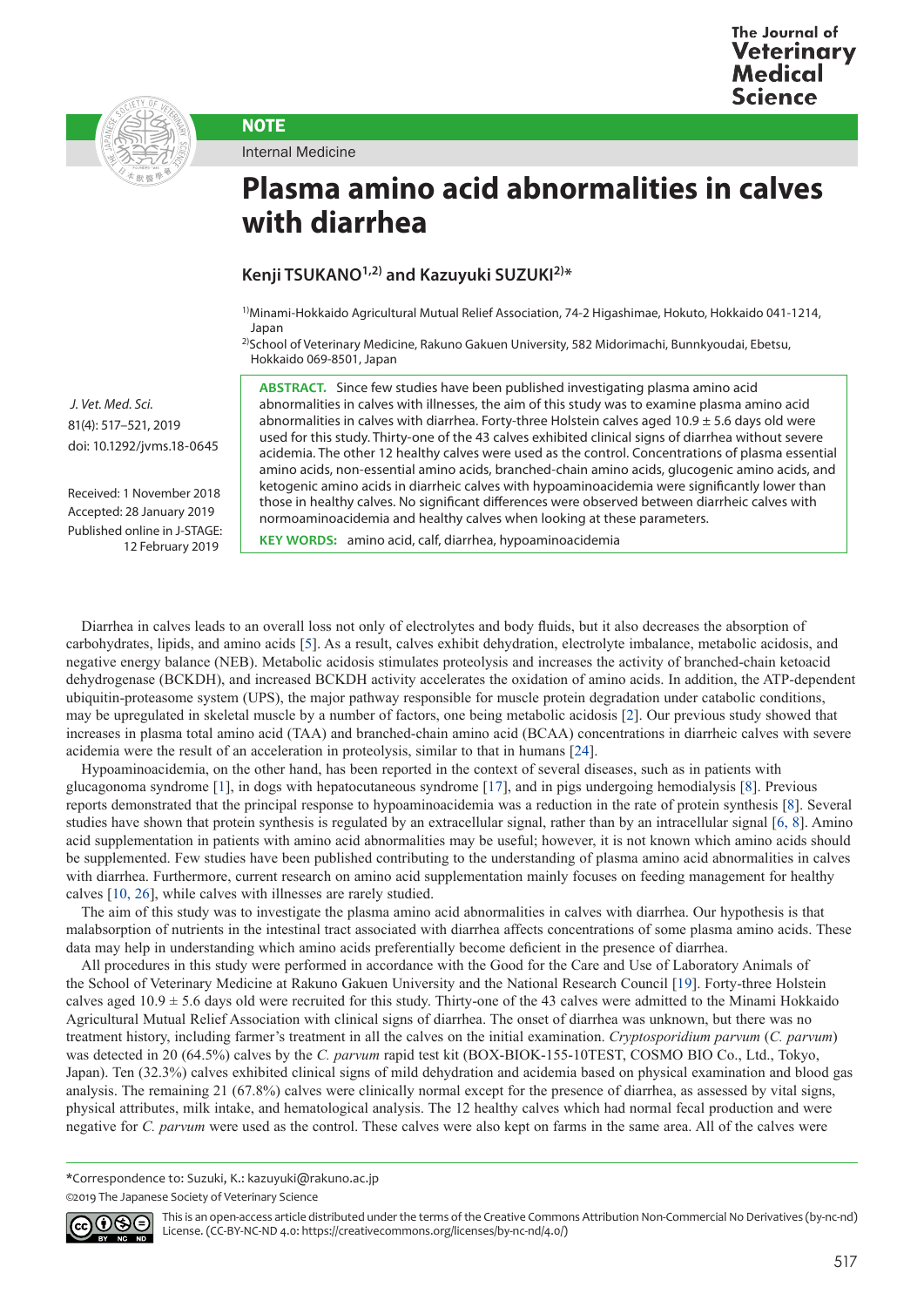NOTE

Internal Medicine

# Plasma amino acid abnormalities in calves with diarrhea

**Kenji TSUKANO[1,2] and Kazuyuki SUZUKI[2]***

[1]Minami-Hokkaido Agricultural Mutual Relief Association, 74-2 Higashimae, Hokuto, Hokkaido 041-1214, Japan

[2]School of Veterinary Medicine, Rakuno Gakuen University, 582 Midorimachi, Bunnkyoudai, Ebetsu, Hokkaido 069-8501, Japan

*J. Vet. Med. Sci.*
81(4): 517–521, 2019
doi: 10.1292/jvms.18-0645

Received: 1 November 2018
Accepted: 28 January 2019
Published online in J-STAGE: 12 February 2019

**ABSTRACT.** Since few studies have been published investigating plasma amino acid abnormalities in calves with illnesses, the aim of this study was to examine plasma amino acid abnormalities in calves with diarrhea. Forty-three Holstein calves aged 10.9 ± 5.6 days old were used for this study. Thirty-one of the 43 calves exhibited clinical signs of diarrhea without severe acidemia. The other 12 healthy calves were used as the control. Concentrations of plasma essential amino acids, non-essential amino acids, branched-chain amino acids, glucogenic amino acids, and ketogenic amino acids in diarrheic calves with hypoaminoacidemia were significantly lower than those in healthy calves. No significant differences were observed between diarrheic calves with normoaminoacidemia and healthy calves when looking at these parameters.

**KEY WORDS:** amino acid, calf, diarrhea, hypoaminoacidemia

Diarrhea in calves leads to an overall loss not only of electrolytes and body fluids, but it also decreases the absorption of carbohydrates, lipids, and amino acids [5]. As a result, calves exhibit dehydration, electrolyte imbalance, metabolic acidosis, and negative energy balance (NEB). Metabolic acidosis stimulates proteolysis and increases the activity of branched-chain ketoacid dehydrogenase (BCKDH), and increased BCKDH activity accelerates the oxidation of amino acids. In addition, the ATP-dependent ubiquitin-proteasome system (UPS), the major pathway responsible for muscle protein degradation under catabolic conditions, may be upregulated in skeletal muscle by a number of factors, one being metabolic acidosis [2]. Our previous study showed that increases in plasma total amino acid (TAA) and branched-chain amino acid (BCAA) concentrations in diarrheic calves with severe acidemia were the result of an acceleration in proteolysis, similar to that in humans [24].

Hypoaminoacidemia, on the other hand, has been reported in the context of several diseases, such as in patients with glucagonoma syndrome [1], in dogs with hepatocutaneous syndrome [17], and in pigs undergoing hemodialysis [8]. Previous reports demonstrated that the principal response to hypoaminoacidemia was a reduction in the rate of protein synthesis [8]. Several studies have shown that protein synthesis is regulated by an extracellular signal, rather than by an intracellular signal [6, 8]. Amino acid supplementation in patients with amino acid abnormalities may be useful; however, it is not known which amino acids should be supplemented. Few studies have been published contributing to the understanding of plasma amino acid abnormalities in calves with diarrhea. Furthermore, current research on amino acid supplementation mainly focuses on feeding management for healthy calves [10, 26], while calves with illnesses are rarely studied.

The aim of this study was to investigate the plasma amino acid abnormalities in calves with diarrhea. Our hypothesis is that malabsorption of nutrients in the intestinal tract associated with diarrhea affects concentrations of some plasma amino acids. These data may help in understanding which amino acids preferentially become deficient in the presence of diarrhea.

All procedures in this study were performed in accordance with the Good for the Care and Use of Laboratory Animals of the School of Veterinary Medicine at Rakuno Gakuen University and the National Research Council [19]. Forty-three Holstein calves aged 10.9 ± 5.6 days old were recruited for this study. Thirty-one of the 43 calves were admitted to the Minami Hokkaido Agricultural Mutual Relief Association with clinical signs of diarrhea. The onset of diarrhea was unknown, but there was no treatment history, including farmer's treatment in all the calves on the initial examination. *Cryptosporidium parvum* (*C. parvum*) was detected in 20 (64.5%) calves by the *C. parvum* rapid test kit (BOX-BIOK-155-10TEST, COSMO BIO Co., Ltd., Tokyo, Japan). Ten (32.3%) calves exhibited clinical signs of mild dehydration and acidemia based on physical examination and blood gas analysis. The remaining 21 (67.8%) calves were clinically normal except for the presence of diarrhea, as assessed by vital signs, physical attributes, milk intake, and hematological analysis. The 12 healthy calves which had normal fecal production and were negative for *C. parvum* were used as the control. These calves were also kept on farms in the same area. All of the calves were

*Correspondence to: Suzuki, K.: kazuyuki@rakuno.ac.jp

©2019 The Japanese Society of Veterinary Science

This is an open-access article distributed under the terms of the Creative Commons Attribution Non-Commercial No Derivatives (by-nc-nd) License. (CC-BY-NC-ND 4.0: https://creativecommons.org/licenses/by-nc-nd/4.0/)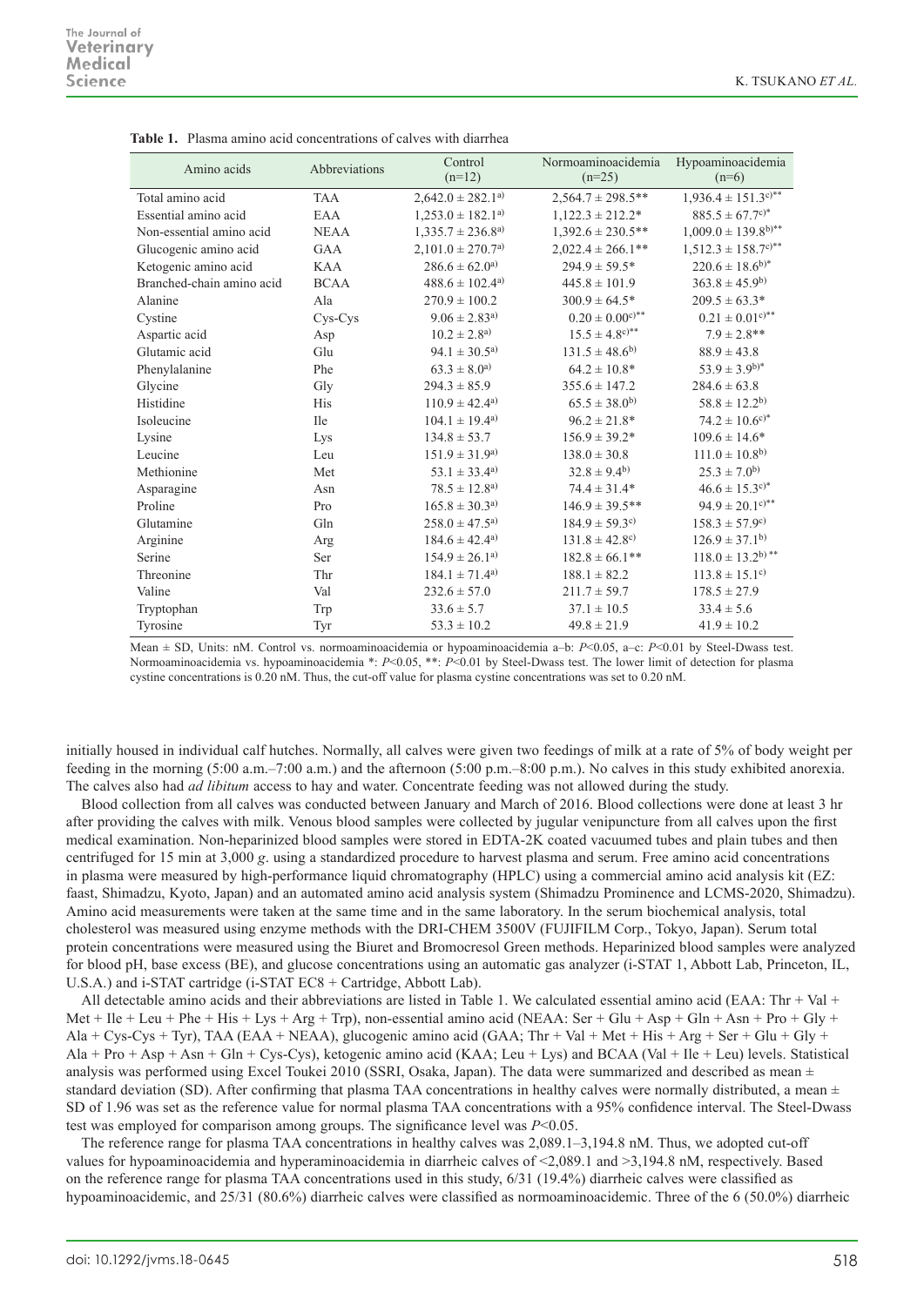**Table 1.** Plasma amino acid concentrations of calves with diarrhea

| Amino acids | Abbreviations | Control (n=12) | Normoaminoacidemia (n=25) | Hypoaminoacidemia (n=6) |
|---|---|---|---|---|
| Total amino acid | TAA | 2,642.0 ± 282.1[a)] | 2,564.7 ± 298.5** | 1,936.4 ± 151.3[c)**] |
| Essential amino acid | EAA | 1,253.0 ± 182.1[a)] | 1,122.3 ± 212.2* | 885.5 ± 67.7[c)*] |
| Non-essential amino acid | NEAA | 1,335.7 ± 236.8[a)] | 1,392.6 ± 230.5** | 1,009.0 ± 139.8[b)**] |
| Glucogenic amino acid | GAA | 2,101.0 ± 270.7[a)] | 2,022.4 ± 266.1** | 1,512.3 ± 158.7[c)**] |
| Ketogenic amino acid | KAA | 286.6 ± 62.0[a)] | 294.9 ± 59.5* | 220.6 ± 18.6[b)*] |
| Branched-chain amino acid | BCAA | 488.6 ± 102.4[a)] | 445.8 ± 101.9 | 363.8 ± 45.9[b)] |
| Alanine | Ala | 270.9 ± 100.2 | 300.9 ± 64.5* | 209.5 ± 63.3* |
| Cystine | Cys-Cys | 9.06 ± 2.83[a)] | 0.20 ± 0.00[c)**] | 0.21 ± 0.01[c)**] |
| Aspartic acid | Asp | 10.2 ± 2.8[a)] | 15.5 ± 4.8[c)**] | 7.9 ± 2.8** |
| Glutamic acid | Glu | 94.1 ± 30.5[a)] | 131.5 ± 48.6[b)] | 88.9 ± 43.8 |
| Phenylalanine | Phe | 63.3 ± 8.0[a)] | 64.2 ± 10.8* | 53.9 ± 3.9[b)*] |
| Glycine | Gly | 294.3 ± 85.9 | 355.6 ± 147.2 | 284.6 ± 63.8 |
| Histidine | His | 110.9 ± 42.4[a)] | 65.5 ± 38.0[b)] | 58.8 ± 12.2[b)] |
| Isoleucine | Ile | 104.1 ± 19.4[a)] | 96.2 ± 21.8* | 74.2 ± 10.6[c)*] |
| Lysine | Lys | 134.8 ± 53.7 | 156.9 ± 39.2* | 109.6 ± 14.6* |
| Leucine | Leu | 151.9 ± 31.9[a)] | 138.0 ± 30.8 | 111.0 ± 10.8[b)] |
| Methionine | Met | 53.1 ± 33.4[a)] | 32.8 ± 9.4[b)] | 25.3 ± 7.0[b)] |
| Asparagine | Asn | 78.5 ± 12.8[a)] | 74.4 ± 31.4* | 46.6 ± 15.3[c)*] |
| Proline | Pro | 165.8 ± 30.3[a)] | 146.9 ± 39.5** | 94.9 ± 20.1[c)**] |
| Glutamine | Gln | 258.0 ± 47.5[a)] | 184.9 ± 59.3[c)] | 158.3 ± 57.9[c)] |
| Arginine | Arg | 184.6 ± 42.4[a)] | 131.8 ± 42.8[c)] | 126.9 ± 37.1[b)] |
| Serine | Ser | 154.9 ± 26.1[a)] | 182.8 ± 66.1** | 118.0 ± 13.2[b)**] |
| Threonine | Thr | 184.1 ± 71.4[a)] | 188.1 ± 82.2 | 113.8 ± 15.1[c)] |
| Valine | Val | 232.6 ± 57.0 | 211.7 ± 59.7 | 178.5 ± 27.9 |
| Tryptophan | Trp | 33.6 ± 5.7 | 37.1 ± 10.5 | 33.4 ± 5.6 |
| Tyrosine | Tyr | 53.3 ± 10.2 | 49.8 ± 21.9 | 41.9 ± 10.2 |

Mean ± SD, Units: nM. Control vs. normoaminoacidemia or hypoaminoacidemia a–b: $P$<0.05, a–c: $P$<0.01 by Steel-Dwass test. Normoaminoacidemia vs. hypoaminoacidemia *: $P$<0.05, **: $P$<0.01 by Steel-Dwass test. The lower limit of detection for plasma cystine concentrations is 0.20 nM. Thus, the cut-off value for plasma cystine concentrations was set to 0.20 nM.

initially housed in individual calf hutches. Normally, all calves were given two feedings of milk at a rate of 5% of body weight per feeding in the morning (5:00 a.m.–7:00 a.m.) and the afternoon (5:00 p.m.–8:00 p.m.). No calves in this study exhibited anorexia. The calves also had *ad libitum* access to hay and water. Concentrate feeding was not allowed during the study.

Blood collection from all calves was conducted between January and March of 2016. Blood collections were done at least 3 hr after providing the calves with milk. Venous blood samples were collected by jugular venipuncture from all calves upon the first medical examination. Non-heparinized blood samples were stored in EDTA-2K coated vacuumed tubes and plain tubes and then centrifuged for 15 min at 3,000 *g*. using a standardized procedure to harvest plasma and serum. Free amino acid concentrations in plasma were measured by high-performance liquid chromatography (HPLC) using a commercial amino acid analysis kit (EZ: faast, Shimadzu, Kyoto, Japan) and an automated amino acid analysis system (Shimadzu Prominence and LCMS-2020, Shimadzu). Amino acid measurements were taken at the same time and in the same laboratory. In the serum biochemical analysis, total cholesterol was measured using enzyme methods with the DRI-CHEM 3500V (FUJIFILM Corp., Tokyo, Japan). Serum total protein concentrations were measured using the Biuret and Bromocresol Green methods. Heparinized blood samples were analyzed for blood pH, base excess (BE), and glucose concentrations using an automatic gas analyzer (i-STAT 1, Abbott Lab, Princeton, IL, U.S.A.) and i-STAT cartridge (i-STAT EC8 + Cartridge, Abbott Lab).

All detectable amino acids and their abbreviations are listed in Table 1. We calculated essential amino acid (EAA: Thr + Val + Met + Ile + Leu + Phe + His + Lys + Arg + Trp), non-essential amino acid (NEAA: Ser + Glu + Asp + Gln + Asn + Pro + Gly + Ala + Cys-Cys + Tyr), TAA (EAA + NEAA), glucogenic amino acid (GAA; Thr + Val + Met + His + Arg + Ser + Glu + Gly + Ala + Pro + Asp + Asn + Gln + Cys-Cys), ketogenic amino acid (KAA; Leu + Lys) and BCAA (Val + Ile + Leu) levels. Statistical analysis was performed using Excel Toukei 2010 (SSRI, Osaka, Japan). The data were summarized and described as mean ± standard deviation (SD). After confirming that plasma TAA concentrations in healthy calves were normally distributed, a mean ± SD of 1.96 was set as the reference value for normal plasma TAA concentrations with a 95% confidence interval. The Steel-Dwass test was employed for comparison among groups. The significance level was $P$<0.05.

The reference range for plasma TAA concentrations in healthy calves was 2,089.1–3,194.8 nM. Thus, we adopted cut-off values for hypoaminoacidemia and hyperaminoacidemia in diarrheic calves of <2,089.1 and >3,194.8 nM, respectively. Based on the reference range for plasma TAA concentrations used in this study, 6/31 (19.4%) diarrheic calves were classified as hypoaminoacidemic, and 25/31 (80.6%) diarrheic calves were classified as normoaminoacidemic. Three of the 6 (50.0%) diarrheic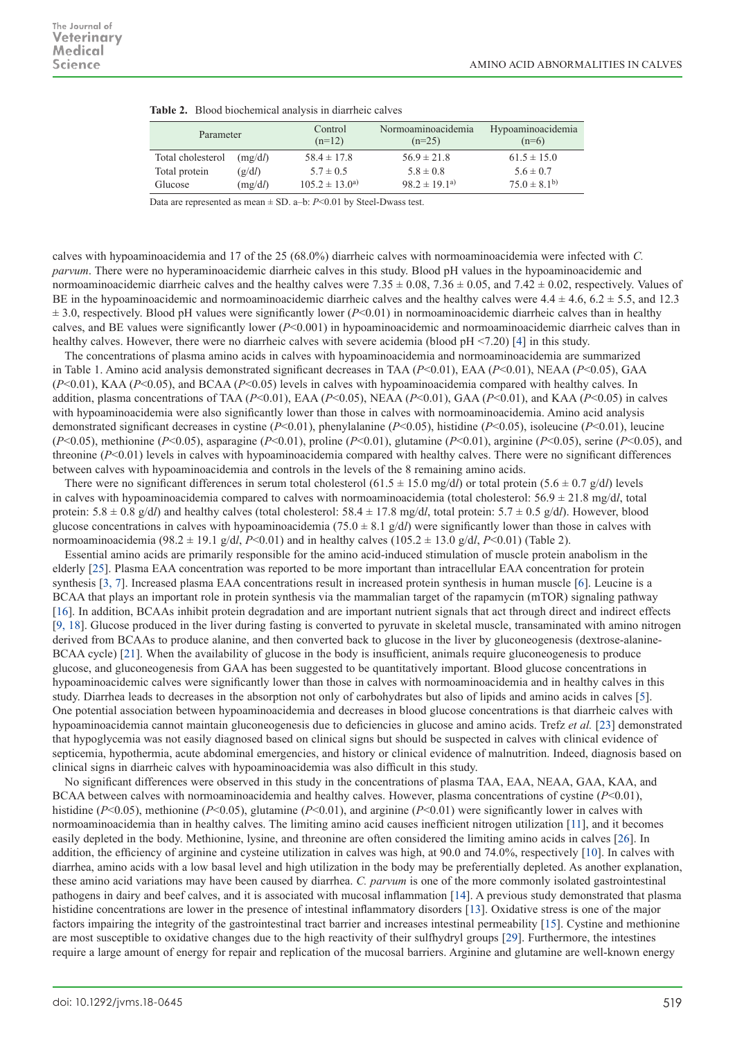**Table 2.** Blood biochemical analysis in diarrheic calves

| Parameter | | Control (n=12) | Normoaminoacidemia (n=25) | Hypoaminoacidemia (n=6) |
|---|---|---|---|---|
| Total cholesterol | (mg/d*l*) | 58.4 ± 17.8 | 56.9 ± 21.8 | 61.5 ± 15.0 |
| Total protein | (g/d*l*) | 5.7 ± 0.5 | 5.8 ± 0.8 | 5.6 ± 0.7 |
| Glucose | (mg/d*l*) | 105.2 ± 13.0[a)] | 98.2 ± 19.1[a)] | 75.0 ± 8.1[b)] |

Data are represented as mean ± SD. a–b: $P<0.01$ by Steel-Dwass test.

calves with hypoaminoacidemia and 17 of the 25 (68.0%) diarrheic calves with normoaminoacidemia were infected with *C. parvum*. There were no hyperaminoacidemic diarrheic calves in this study. Blood pH values in the hypoaminoacidemic and normoaminoacidemic diarrheic calves and the healthy calves were 7.35 ± 0.08, 7.36 ± 0.05, and 7.42 ± 0.02, respectively. Values of BE in the hypoaminoacidemic and normoaminoacidemic diarrheic calves and the healthy calves were 4.4 ± 4.6, 6.2 ± 5.5, and 12.3 ± 3.0, respectively. Blood pH values were significantly lower ($P<0.01$) in normoaminoacidemic diarrheic calves than in healthy calves, and BE values were significantly lower ($P<0.001$) in hypoaminoacidemic and normoaminoacidemic diarrheic calves than in healthy calves. However, there were no diarrheic calves with severe acidemia (blood pH <7.20) [4] in this study.

The concentrations of plasma amino acids in calves with hypoaminoacidemia and normoaminoacidemia are summarized in Table 1. Amino acid analysis demonstrated significant decreases in TAA ($P<0.01$), EAA ($P<0.01$), NEAA ($P<0.05$), GAA ($P<0.01$), KAA ($P<0.05$), and BCAA ($P<0.05$) levels in calves with hypoaminoacidemia compared with healthy calves. In addition, plasma concentrations of TAA ($P<0.01$), EAA ($P<0.05$), NEAA ($P<0.01$), GAA ($P<0.01$), and KAA ($P<0.05$) in calves with hypoaminoacidemia were also significantly lower than those in calves with normoaminoacidemia. Amino acid analysis demonstrated significant decreases in cystine ($P<0.01$), phenylalanine ($P<0.05$), histidine ($P<0.05$), isoleucine ($P<0.01$), leucine ($P<0.05$), methionine ($P<0.05$), asparagine ($P<0.01$), proline ($P<0.01$), glutamine ($P<0.01$), arginine ($P<0.05$), serine ($P<0.05$), and threonine ($P<0.01$) levels in calves with hypoaminoacidemia compared with healthy calves. There were no significant differences between calves with hypoaminoacidemia and controls in the levels of the 8 remaining amino acids.

There were no significant differences in serum total cholesterol (61.5 ± 15.0 mg/d*l*) or total protein (5.6 ± 0.7 g/d*l*) levels in calves with hypoaminoacidemia compared to calves with normoaminoacidemia (total cholesterol: 56.9 ± 21.8 mg/d*l*, total protein: 5.8 ± 0.8 g/d*l*) and healthy calves (total cholesterol: 58.4 ± 17.8 mg/d*l*, total protein: 5.7 ± 0.5 g/d*l*). However, blood glucose concentrations in calves with hypoaminoacidemia (75.0 ± 8.1 g/d*l*) were significantly lower than those in calves with normoaminoacidemia (98.2 ± 19.1 g/d*l*, $P<0.01$) and in healthy calves (105.2 ± 13.0 g/d*l*, $P<0.01$) (Table 2).

Essential amino acids are primarily responsible for the amino acid-induced stimulation of muscle protein anabolism in the elderly [25]. Plasma EAA concentration was reported to be more important than intracellular EAA concentration for protein synthesis [3, 7]. Increased plasma EAA concentrations result in increased protein synthesis in human muscle [6]. Leucine is a BCAA that plays an important role in protein synthesis via the mammalian target of the rapamycin (mTOR) signaling pathway [16]. In addition, BCAAs inhibit protein degradation and are important nutrient signals that act through direct and indirect effects [9, 18]. Glucose produced in the liver during fasting is converted to pyruvate in skeletal muscle, transaminated with amino nitrogen derived from BCAAs to produce alanine, and then converted back to glucose in the liver by gluconeogenesis (dextrose-alanine-BCAA cycle) [21]. When the availability of glucose in the body is insufficient, animals require gluconeogenesis to produce glucose, and gluconeogenesis from GAA has been suggested to be quantitatively important. Blood glucose concentrations in hypoaminoacidemic calves were significantly lower than those in calves with normoaminoacidemia and in healthy calves in this study. Diarrhea leads to decreases in the absorption not only of carbohydrates but also of lipids and amino acids in calves [5]. One potential association between hypoaminoacidemia and decreases in blood glucose concentrations is that diarrheic calves with hypoaminoacidemia cannot maintain gluconeogenesis due to deficiencies in glucose and amino acids. Trefz *et al.* [23] demonstrated that hypoglycemia was not easily diagnosed based on clinical signs but should be suspected in calves with clinical evidence of septicemia, hypothermia, acute abdominal emergencies, and history or clinical evidence of malnutrition. Indeed, diagnosis based on clinical signs in diarrheic calves with hypoaminoacidemia was also difficult in this study.

No significant differences were observed in this study in the concentrations of plasma TAA, EAA, NEAA, GAA, KAA, and BCAA between calves with normoaminoacidemia and healthy calves. However, plasma concentrations of cystine ($P<0.01$), histidine ($P<0.05$), methionine ($P<0.05$), glutamine ($P<0.01$), and arginine ($P<0.01$) were significantly lower in calves with normoaminoacidemia than in healthy calves. The limiting amino acid causes inefficient nitrogen utilization [11], and it becomes easily depleted in the body. Methionine, lysine, and threonine are often considered the limiting amino acids in calves [26]. In addition, the efficiency of arginine and cysteine utilization in calves was high, at 90.0 and 74.0%, respectively [10]. In calves with diarrhea, amino acids with a low basal level and high utilization in the body may be preferentially depleted. As another explanation, these amino acid variations may have been caused by diarrhea. *C. parvum* is one of the more commonly isolated gastrointestinal pathogens in dairy and beef calves, and it is associated with mucosal inflammation [14]. A previous study demonstrated that plasma histidine concentrations are lower in the presence of intestinal inflammatory disorders [13]. Oxidative stress is one of the major factors impairing the integrity of the gastrointestinal tract barrier and increases intestinal permeability [15]. Cystine and methionine are most susceptible to oxidative changes due to the high reactivity of their sulfhydryl groups [29]. Furthermore, the intestines require a large amount of energy for repair and replication of the mucosal barriers. Arginine and glutamine are well-known energy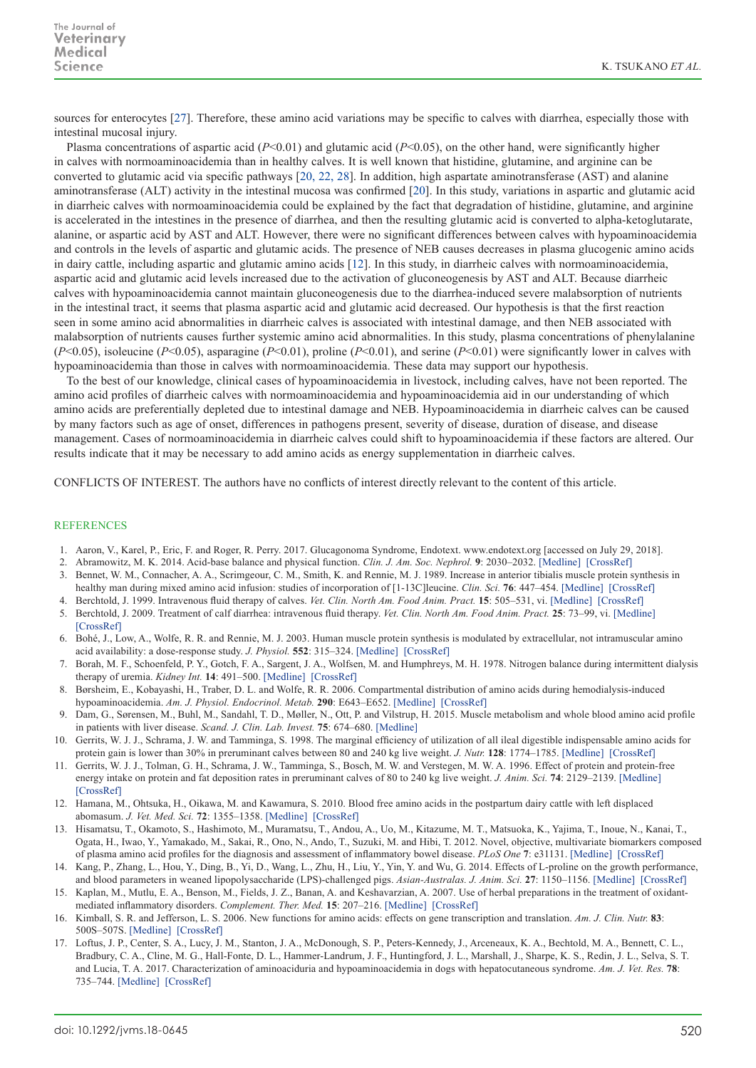sources for enterocytes [27]. Therefore, these amino acid variations may be specific to calves with diarrhea, especially those with intestinal mucosal injury.

Plasma concentrations of aspartic acid ($P<0.01$) and glutamic acid ($P<0.05$), on the other hand, were significantly higher in calves with normoaminoacidemia than in healthy calves. It is well known that histidine, glutamine, and arginine can be converted to glutamic acid via specific pathways [20, 22, 28]. In addition, high aspartate aminotransferase (AST) and alanine aminotransferase (ALT) activity in the intestinal mucosa was confirmed [20]. In this study, variations in aspartic and glutamic acid in diarrheic calves with normoaminoacidemia could be explained by the fact that degradation of histidine, glutamine, and arginine is accelerated in the intestines in the presence of diarrhea, and then the resulting glutamic acid is converted to alpha-ketoglutarate, alanine, or aspartic acid by AST and ALT. However, there were no significant differences between calves with hypoaminoacidemia and controls in the levels of aspartic and glutamic acids. The presence of NEB causes decreases in plasma glucogenic amino acids in dairy cattle, including aspartic and glutamic amino acids [12]. In this study, in diarrheic calves with normoaminoacidemia, aspartic acid and glutamic acid levels increased due to the activation of gluconeogenesis by AST and ALT. Because diarrheic calves with hypoaminoacidemia cannot maintain gluconeogenesis due to the diarrhea-induced severe malabsorption of nutrients in the intestinal tract, it seems that plasma aspartic acid and glutamic acid decreased. Our hypothesis is that the first reaction seen in some amino acid abnormalities in diarrheic calves is associated with intestinal damage, and then NEB associated with malabsorption of nutrients causes further systemic amino acid abnormalities. In this study, plasma concentrations of phenylalanine ($P<0.05$), isoleucine ($P<0.05$), asparagine ($P<0.01$), proline ($P<0.01$), and serine ($P<0.01$) were significantly lower in calves with hypoaminoacidemia than those in calves with normoaminoacidemia. These data may support our hypothesis.

To the best of our knowledge, clinical cases of hypoaminoacidemia in livestock, including calves, have not been reported. The amino acid profiles of diarrheic calves with normoaminoacidemia and hypoaminoacidemia aid in our understanding of which amino acids are preferentially depleted due to intestinal damage and NEB. Hypoaminoacidemia in diarrheic calves can be caused by many factors such as age of onset, differences in pathogens present, severity of disease, duration of disease, and disease management. Cases of normoaminoacidemia in diarrheic calves could shift to hypoaminoacidemia if these factors are altered. Our results indicate that it may be necessary to add amino acids as energy supplementation in diarrheic calves.

CONFLICTS OF INTEREST. The authors have no conflicts of interest directly relevant to the content of this article.

## REFERENCES

1. Aaron, V., Karel, P., Eric, F. and Roger, R. Perry. 2017. Glucagonoma Syndrome, Endotext. www.endotext.org [accessed on July 29, 2018].
2. Abramowitz, M. K. 2014. Acid-base balance and physical function. *Clin. J. Am. Soc. Nephrol.* **9**: 2030–2032. [Medline] [CrossRef]
3. Bennet, W. M., Connacher, A. A., Scrimgeour, C. M., Smith, K. and Rennie, M. J. 1989. Increase in anterior tibialis muscle protein synthesis in healthy man during mixed amino acid infusion: studies of incorporation of [1-13C]leucine. *Clin. Sci.* **76**: 447–454. [Medline] [CrossRef]
4. Berchtold, J. 1999. Intravenous fluid therapy of calves. *Vet. Clin. North Am. Food Anim. Pract.* **15**: 505–531, vi. [Medline] [CrossRef]
5. Berchtold, J. 2009. Treatment of calf diarrhea: intravenous fluid therapy. *Vet. Clin. North Am. Food Anim. Pract.* **25**: 73–99, vi. [Medline] [CrossRef]
6. Bohé, J., Low, A., Wolfe, R. R. and Rennie, M. J. 2003. Human muscle protein synthesis is modulated by extracellular, not intramuscular amino acid availability: a dose-response study. *J. Physiol.* **552**: 315–324. [Medline] [CrossRef]
7. Borah, M. F., Schoenfeld, P. Y., Gotch, F. A., Sargent, J. A., Wolfsen, M. and Humphreys, M. H. 1978. Nitrogen balance during intermittent dialysis therapy of uremia. *Kidney Int.* **14**: 491–500. [Medline] [CrossRef]
8. Børsheim, E., Kobayashi, H., Traber, D. L. and Wolfe, R. R. 2006. Compartmental distribution of amino acids during hemodialysis-induced hypoaminoacidemia. *Am. J. Physiol. Endocrinol. Metab.* **290**: E643–E652. [Medline] [CrossRef]
9. Dam, G., Sørensen, M., Buhl, M., Sandahl, T. D., Møller, N., Ott, P. and Vilstrup, H. 2015. Muscle metabolism and whole blood amino acid profile in patients with liver disease. *Scand. J. Clin. Lab. Invest.* **75**: 674–680. [Medline]
10. Gerrits, W. J. J., Schrama, J. W. and Tamminga, S. 1998. The marginal efficiency of utilization of all ileal digestible indispensable amino acids for protein gain is lower than 30% in preruminant calves between 80 and 240 kg live weight. *J. Nutr.* **128**: 1774–1785. [Medline] [CrossRef]
11. Gerrits, W. J. J., Tolman, G. H., Schrama, J. W., Tamminga, S., Bosch, M. W. and Verstegen, M. W. A. 1996. Effect of protein and protein-free energy intake on protein and fat deposition rates in preruminant calves of 80 to 240 kg live weight. *J. Anim. Sci.* **74**: 2129–2139. [Medline] [CrossRef]
12. Hamana, M., Ohtsuka, H., Oikawa, M. and Kawamura, S. 2010. Blood free amino acids in the postpartum dairy cattle with left displaced abomasum. *J. Vet. Med. Sci.* **72**: 1355–1358. [Medline] [CrossRef]
13. Hisamatsu, T., Okamoto, S., Hashimoto, M., Muramatsu, T., Andou, A., Uo, M., Kitazume, M. T., Matsuoka, K., Yajima, T., Inoue, N., Kanai, T., Ogata, H., Iwao, Y., Yamakado, M., Sakai, R., Ono, N., Ando, T., Suzuki, M. and Hibi, T. 2012. Novel, objective, multivariate biomarkers composed of plasma amino acid profiles for the diagnosis and assessment of inflammatory bowel disease. *PLoS One* **7**: e31131. [Medline] [CrossRef]
14. Kang, P., Zhang, L., Hou, Y., Ding, B., Yi, D., Wang, L., Zhu, H., Liu, Y., Yin, Y. and Wu, G. 2014. Effects of L-proline on the growth performance, and blood parameters in weaned lipopolysaccharide (LPS)-challenged pigs. *Asian-Australas. J. Anim. Sci.* **27**: 1150–1156. [Medline] [CrossRef]
15. Kaplan, M., Mutlu, E. A., Benson, M., Fields, J. Z., Banan, A. and Keshavarzian, A. 2007. Use of herbal preparations in the treatment of oxidant-mediated inflammatory disorders. *Complement. Ther. Med.* **15**: 207–216. [Medline] [CrossRef]
16. Kimball, S. R. and Jefferson, L. S. 2006. New functions for amino acids: effects on gene transcription and translation. *Am. J. Clin. Nutr.* **83**: 500S–507S. [Medline] [CrossRef]
17. Loftus, J. P., Center, S. A., Lucy, J. M., Stanton, J. A., McDonough, S. P., Peters-Kennedy, J., Arceneaux, K. A., Bechtold, M. A., Bennett, C. L., Bradbury, C. A., Cline, M. G., Hall-Fonte, D. L., Hammer-Landrum, J. F., Huntingford, J. L., Marshall, J., Sharpe, K. S., Redin, J. L., Selva, S. T. and Lucia, T. A. 2017. Characterization of aminoaciduria and hypoaminoacidemia in dogs with hepatocutaneous syndrome. *Am. J. Vet. Res.* **78**: 735–744. [Medline] [CrossRef]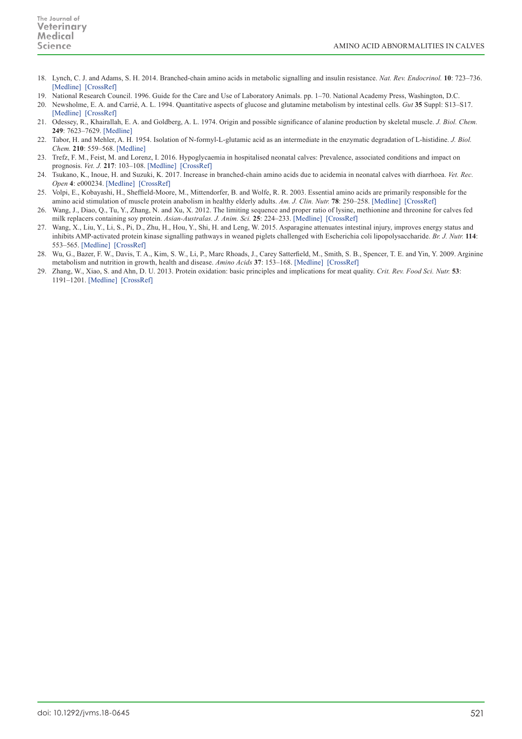18. Lynch, C. J. and Adams, S. H. 2014. Branched-chain amino acids in metabolic signalling and insulin resistance. *Nat. Rev. Endocrinol.* **10**: 723–736. [Medline] [CrossRef]
19. National Research Council. 1996. Guide for the Care and Use of Laboratory Animals. pp. 1–70. National Academy Press, Washington, D.C.
20. Newsholme, E. A. and Carrié, A. L. 1994. Quantitative aspects of glucose and glutamine metabolism by intestinal cells. *Gut* **35** Suppl: S13–S17. [Medline] [CrossRef]
21. Odessey, R., Khairallah, E. A. and Goldberg, A. L. 1974. Origin and possible significance of alanine production by skeletal muscle. *J. Biol. Chem.* **249**: 7623–7629. [Medline]
22. Tabor, H. and Mehler, A. H. 1954. Isolation of N-formyl-L-glutamic acid as an intermediate in the enzymatic degradation of L-histidine. *J. Biol. Chem.* **210**: 559–568. [Medline]
23. Trefz, F. M., Feist, M. and Lorenz, I. 2016. Hypoglycaemia in hospitalised neonatal calves: Prevalence, associated conditions and impact on prognosis. *Vet. J.* **217**: 103–108. [Medline] [CrossRef]
24. Tsukano, K., Inoue, H. and Suzuki, K. 2017. Increase in branched-chain amino acids due to acidemia in neonatal calves with diarrhoea. *Vet. Rec. Open* **4**: e000234. [Medline] [CrossRef]
25. Volpi, E., Kobayashi, H., Sheffield-Moore, M., Mittendorfer, B. and Wolfe, R. R. 2003. Essential amino acids are primarily responsible for the amino acid stimulation of muscle protein anabolism in healthy elderly adults. *Am. J. Clin. Nutr.* **78**: 250–258. [Medline] [CrossRef]
26. Wang, J., Diao, Q., Tu, Y., Zhang, N. and Xu, X. 2012. The limiting sequence and proper ratio of lysine, methionine and threonine for calves fed milk replacers containing soy protein. *Asian-Australas. J. Anim. Sci.* **25**: 224–233. [Medline] [CrossRef]
27. Wang, X., Liu, Y., Li, S., Pi, D., Zhu, H., Hou, Y., Shi, H. and Leng, W. 2015. Asparagine attenuates intestinal injury, improves energy status and inhibits AMP-activated protein kinase signalling pathways in weaned piglets challenged with Escherichia coli lipopolysaccharide. *Br. J. Nutr.* **114**: 553–565. [Medline] [CrossRef]
28. Wu, G., Bazer, F. W., Davis, T. A., Kim, S. W., Li, P., Marc Rhoads, J., Carey Satterfield, M., Smith, S. B., Spencer, T. E. and Yin, Y. 2009. Arginine metabolism and nutrition in growth, health and disease. *Amino Acids* **37**: 153–168. [Medline] [CrossRef]
29. Zhang, W., Xiao, S. and Ahn, D. U. 2013. Protein oxidation: basic principles and implications for meat quality. *Crit. Rev. Food Sci. Nutr.* **53**: 1191–1201. [Medline] [CrossRef]